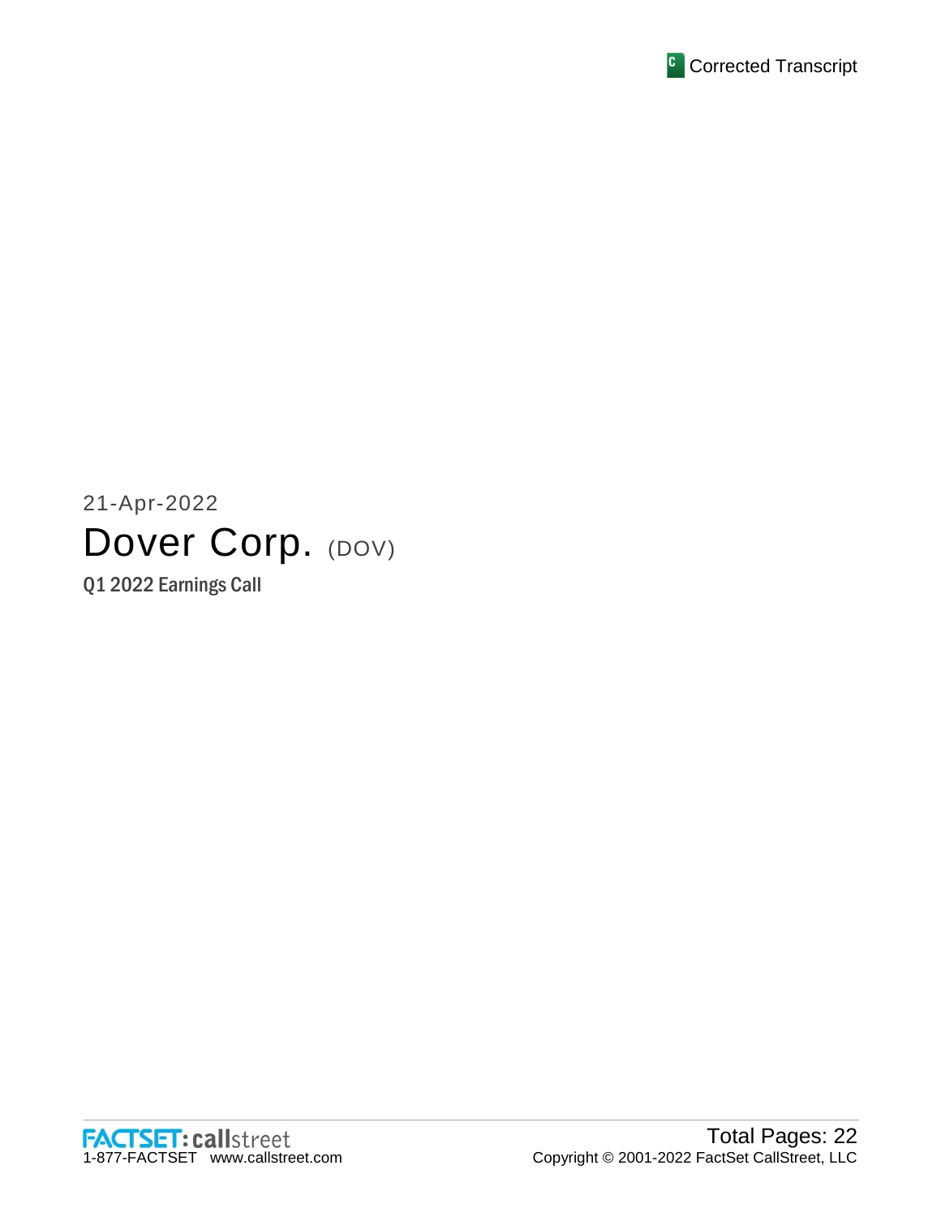Corrected Transcript

21-Apr-2022

# Dover Corp. (DOV)

Q1 2022 Earnings Call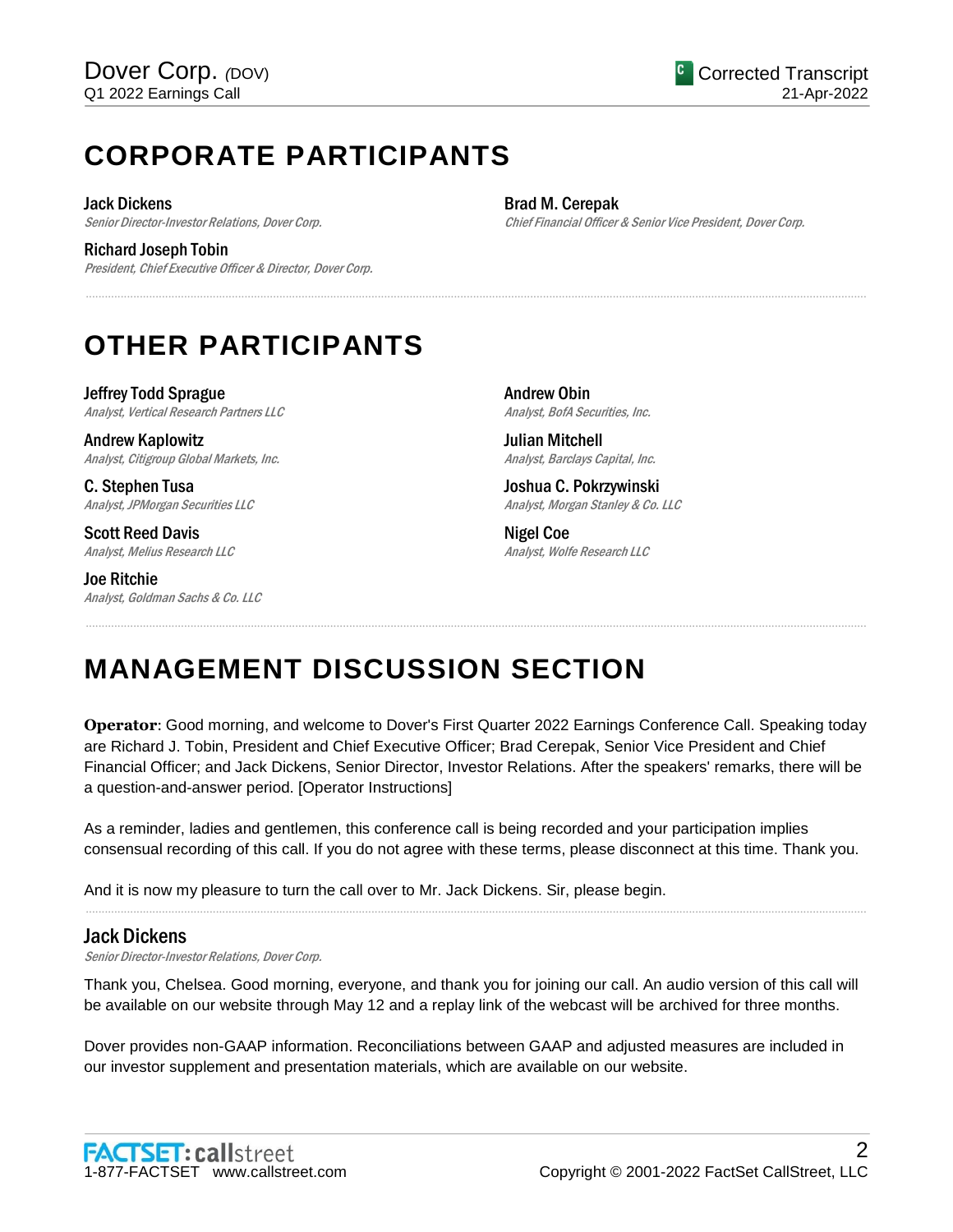# CORPORATE PARTICIPANTS

**Jack Dickens**
*Senior Director-Investor Relations, Dover Corp.*

**Richard Joseph Tobin**
*President, Chief Executive Officer & Director, Dover Corp.*

**Brad M. Cerepak**
*Chief Financial Officer & Senior Vice President, Dover Corp.*

# OTHER PARTICIPANTS

**Jeffrey Todd Sprague**
*Analyst, Vertical Research Partners LLC*

**Andrew Kaplowitz**
*Analyst, Citigroup Global Markets, Inc.*

**C. Stephen Tusa**
*Analyst, JPMorgan Securities LLC*

**Scott Reed Davis**
*Analyst, Melius Research LLC*

**Joe Ritchie**
*Analyst, Goldman Sachs & Co. LLC*

**Andrew Obin**
*Analyst, BofA Securities, Inc.*

**Julian Mitchell**
*Analyst, Barclays Capital, Inc.*

**Joshua C. Pokrzywinski**
*Analyst, Morgan Stanley & Co. LLC*

**Nigel Coe**
*Analyst, Wolfe Research LLC*

# MANAGEMENT DISCUSSION SECTION

**Operator**: Good morning, and welcome to Dover's First Quarter 2022 Earnings Conference Call. Speaking today are Richard J. Tobin, President and Chief Executive Officer; Brad Cerepak, Senior Vice President and Chief Financial Officer; and Jack Dickens, Senior Director, Investor Relations. After the speakers' remarks, there will be a question-and-answer period. [Operator Instructions]

As a reminder, ladies and gentlemen, this conference call is being recorded and your participation implies consensual recording of this call. If you do not agree with these terms, please disconnect at this time. Thank you.

And it is now my pleasure to turn the call over to Mr. Jack Dickens. Sir, please begin.

## Jack Dickens

*Senior Director-Investor Relations, Dover Corp.*

Thank you, Chelsea. Good morning, everyone, and thank you for joining our call. An audio version of this call will be available on our website through May 12 and a replay link of the webcast will be archived for three months.

Dover provides non-GAAP information. Reconciliations between GAAP and adjusted measures are included in our investor supplement and presentation materials, which are available on our website.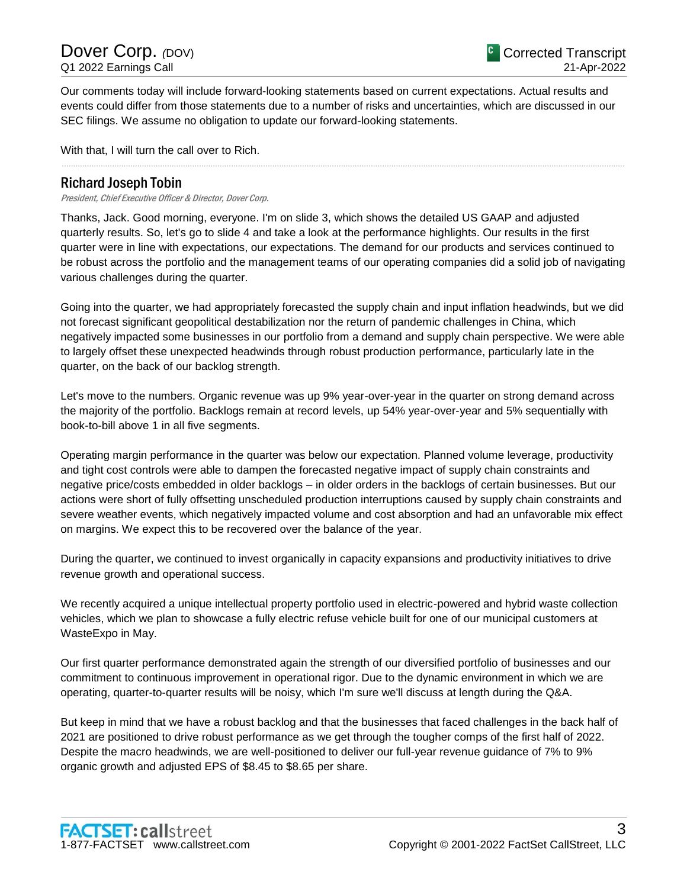Our comments today will include forward-looking statements based on current expectations. Actual results and events could differ from those statements due to a number of risks and uncertainties, which are discussed in our SEC filings. We assume no obligation to update our forward-looking statements.

With that, I will turn the call over to Rich.

---

## Richard Joseph Tobin

*President, Chief Executive Officer & Director, Dover Corp.*

Thanks, Jack. Good morning, everyone. I'm on slide 3, which shows the detailed US GAAP and adjusted quarterly results. So, let's go to slide 4 and take a look at the performance highlights. Our results in the first quarter were in line with expectations, our expectations. The demand for our products and services continued to be robust across the portfolio and the management teams of our operating companies did a solid job of navigating various challenges during the quarter.

Going into the quarter, we had appropriately forecasted the supply chain and input inflation headwinds, but we did not forecast significant geopolitical destabilization nor the return of pandemic challenges in China, which negatively impacted some businesses in our portfolio from a demand and supply chain perspective. We were able to largely offset these unexpected headwinds through robust production performance, particularly late in the quarter, on the back of our backlog strength.

Let's move to the numbers. Organic revenue was up 9% year-over-year in the quarter on strong demand across the majority of the portfolio. Backlogs remain at record levels, up 54% year-over-year and 5% sequentially with book-to-bill above 1 in all five segments.

Operating margin performance in the quarter was below our expectation. Planned volume leverage, productivity and tight cost controls were able to dampen the forecasted negative impact of supply chain constraints and negative price/costs embedded in older backlogs – in older orders in the backlogs of certain businesses. But our actions were short of fully offsetting unscheduled production interruptions caused by supply chain constraints and severe weather events, which negatively impacted volume and cost absorption and had an unfavorable mix effect on margins. We expect this to be recovered over the balance of the year.

During the quarter, we continued to invest organically in capacity expansions and productivity initiatives to drive revenue growth and operational success.

We recently acquired a unique intellectual property portfolio used in electric-powered and hybrid waste collection vehicles, which we plan to showcase a fully electric refuse vehicle built for one of our municipal customers at WasteExpo in May.

Our first quarter performance demonstrated again the strength of our diversified portfolio of businesses and our commitment to continuous improvement in operational rigor. Due to the dynamic environment in which we are operating, quarter-to-quarter results will be noisy, which I'm sure we'll discuss at length during the Q&A.

But keep in mind that we have a robust backlog and that the businesses that faced challenges in the back half of 2021 are positioned to drive robust performance as we get through the tougher comps of the first half of 2022. Despite the macro headwinds, we are well-positioned to deliver our full-year revenue guidance of 7% to 9% organic growth and adjusted EPS of $8.45 to $8.65 per share.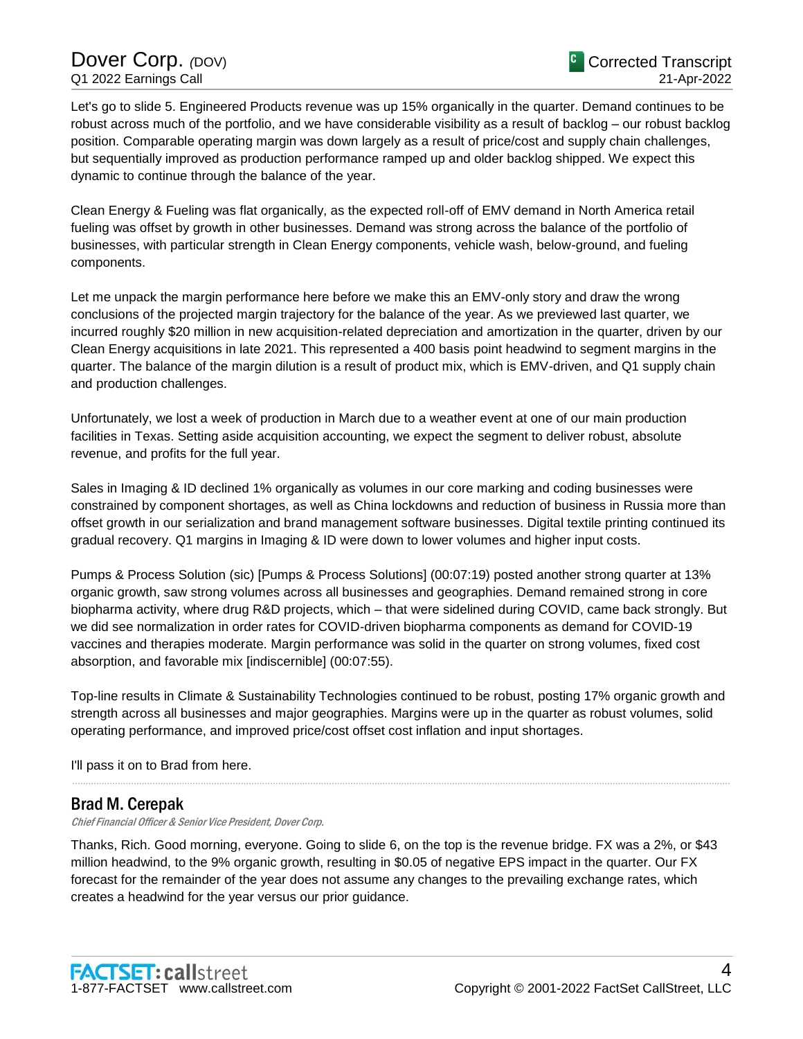Let's go to slide 5. Engineered Products revenue was up 15% organically in the quarter. Demand continues to be robust across much of the portfolio, and we have considerable visibility as a result of backlog – our robust backlog position. Comparable operating margin was down largely as a result of price/cost and supply chain challenges, but sequentially improved as production performance ramped up and older backlog shipped. We expect this dynamic to continue through the balance of the year.

Clean Energy & Fueling was flat organically, as the expected roll-off of EMV demand in North America retail fueling was offset by growth in other businesses. Demand was strong across the balance of the portfolio of businesses, with particular strength in Clean Energy components, vehicle wash, below-ground, and fueling components.

Let me unpack the margin performance here before we make this an EMV-only story and draw the wrong conclusions of the projected margin trajectory for the balance of the year. As we previewed last quarter, we incurred roughly $20 million in new acquisition-related depreciation and amortization in the quarter, driven by our Clean Energy acquisitions in late 2021. This represented a 400 basis point headwind to segment margins in the quarter. The balance of the margin dilution is a result of product mix, which is EMV-driven, and Q1 supply chain and production challenges.

Unfortunately, we lost a week of production in March due to a weather event at one of our main production facilities in Texas. Setting aside acquisition accounting, we expect the segment to deliver robust, absolute revenue, and profits for the full year.

Sales in Imaging & ID declined 1% organically as volumes in our core marking and coding businesses were constrained by component shortages, as well as China lockdowns and reduction of business in Russia more than offset growth in our serialization and brand management software businesses. Digital textile printing continued its gradual recovery. Q1 margins in Imaging & ID were down to lower volumes and higher input costs.

Pumps & Process Solution (sic) [Pumps & Process Solutions] (00:07:19) posted another strong quarter at 13% organic growth, saw strong volumes across all businesses and geographies. Demand remained strong in core biopharma activity, where drug R&D projects, which – that were sidelined during COVID, came back strongly. But we did see normalization in order rates for COVID-driven biopharma components as demand for COVID-19 vaccines and therapies moderate. Margin performance was solid in the quarter on strong volumes, fixed cost absorption, and favorable mix [indiscernible] (00:07:55).

Top-line results in Climate & Sustainability Technologies continued to be robust, posting 17% organic growth and strength across all businesses and major geographies. Margins were up in the quarter as robust volumes, solid operating performance, and improved price/cost offset cost inflation and input shortages.

I'll pass it on to Brad from here.

---

## Brad M. Cerepak

*Chief Financial Officer & Senior Vice President, Dover Corp.*

Thanks, Rich. Good morning, everyone. Going to slide 6, on the top is the revenue bridge. FX was a 2%, or $43 million headwind, to the 9% organic growth, resulting in $0.05 of negative EPS impact in the quarter. Our FX forecast for the remainder of the year does not assume any changes to the prevailing exchange rates, which creates a headwind for the year versus our prior guidance.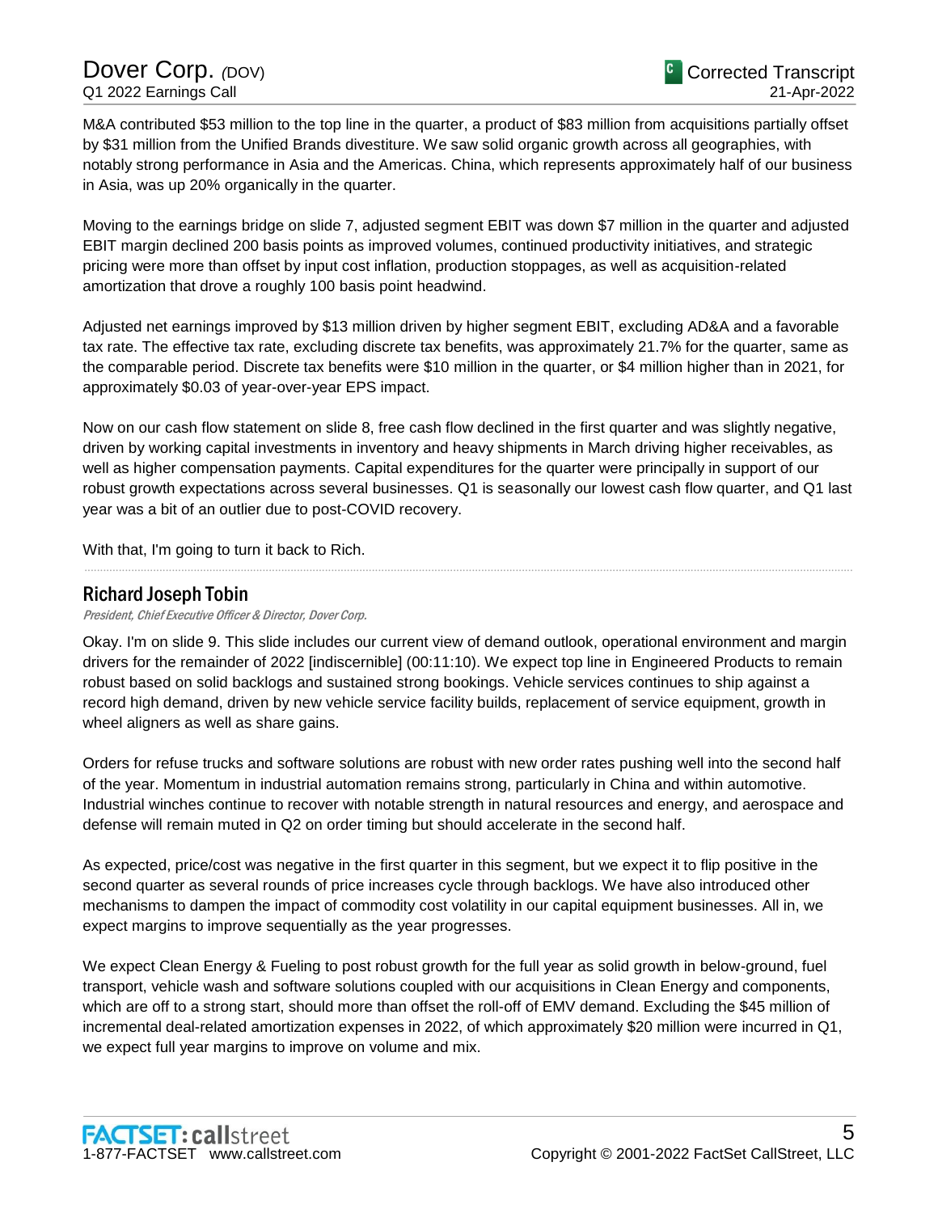M&A contributed $53 million to the top line in the quarter, a product of $83 million from acquisitions partially offset by $31 million from the Unified Brands divestiture. We saw solid organic growth across all geographies, with notably strong performance in Asia and the Americas. China, which represents approximately half of our business in Asia, was up 20% organically in the quarter.

Moving to the earnings bridge on slide 7, adjusted segment EBIT was down $7 million in the quarter and adjusted EBIT margin declined 200 basis points as improved volumes, continued productivity initiatives, and strategic pricing were more than offset by input cost inflation, production stoppages, as well as acquisition-related amortization that drove a roughly 100 basis point headwind.

Adjusted net earnings improved by $13 million driven by higher segment EBIT, excluding AD&A and a favorable tax rate. The effective tax rate, excluding discrete tax benefits, was approximately 21.7% for the quarter, same as the comparable period. Discrete tax benefits were $10 million in the quarter, or $4 million higher than in 2021, for approximately $0.03 of year-over-year EPS impact.

Now on our cash flow statement on slide 8, free cash flow declined in the first quarter and was slightly negative, driven by working capital investments in inventory and heavy shipments in March driving higher receivables, as well as higher compensation payments. Capital expenditures for the quarter were principally in support of our robust growth expectations across several businesses. Q1 is seasonally our lowest cash flow quarter, and Q1 last year was a bit of an outlier due to post-COVID recovery.

With that, I'm going to turn it back to Rich.

## Richard Joseph Tobin

*President, Chief Executive Officer & Director, Dover Corp.*

Okay. I'm on slide 9. This slide includes our current view of demand outlook, operational environment and margin drivers for the remainder of 2022 [indiscernible] (00:11:10). We expect top line in Engineered Products to remain robust based on solid backlogs and sustained strong bookings. Vehicle services continues to ship against a record high demand, driven by new vehicle service facility builds, replacement of service equipment, growth in wheel aligners as well as share gains.

Orders for refuse trucks and software solutions are robust with new order rates pushing well into the second half of the year. Momentum in industrial automation remains strong, particularly in China and within automotive. Industrial winches continue to recover with notable strength in natural resources and energy, and aerospace and defense will remain muted in Q2 on order timing but should accelerate in the second half.

As expected, price/cost was negative in the first quarter in this segment, but we expect it to flip positive in the second quarter as several rounds of price increases cycle through backlogs. We have also introduced other mechanisms to dampen the impact of commodity cost volatility in our capital equipment businesses. All in, we expect margins to improve sequentially as the year progresses.

We expect Clean Energy & Fueling to post robust growth for the full year as solid growth in below-ground, fuel transport, vehicle wash and software solutions coupled with our acquisitions in Clean Energy and components, which are off to a strong start, should more than offset the roll-off of EMV demand. Excluding the $45 million of incremental deal-related amortization expenses in 2022, of which approximately $20 million were incurred in Q1, we expect full year margins to improve on volume and mix.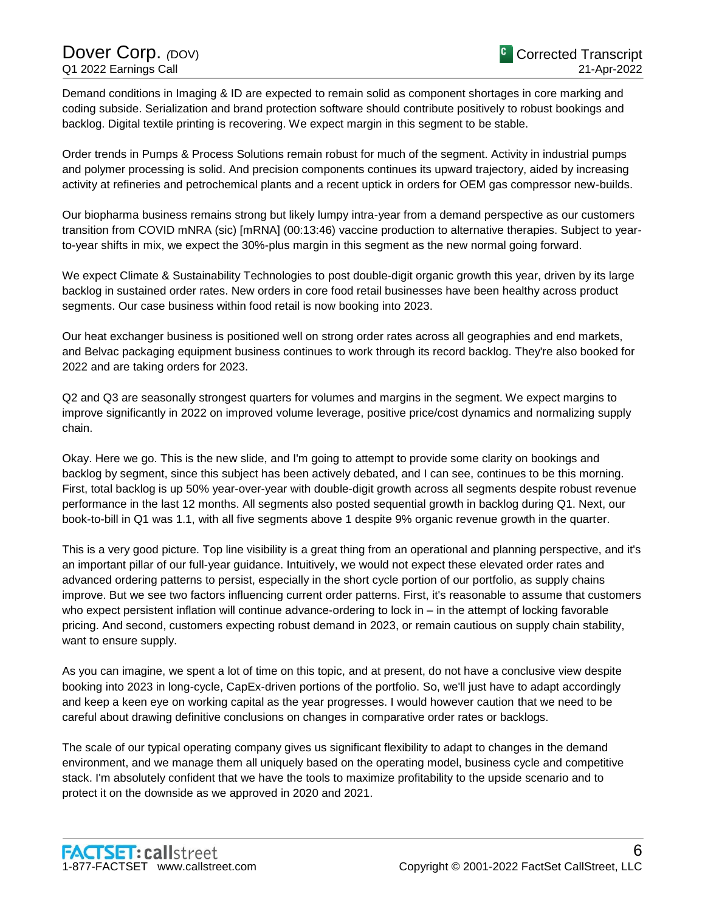Demand conditions in Imaging & ID are expected to remain solid as component shortages in core marking and coding subside. Serialization and brand protection software should contribute positively to robust bookings and backlog. Digital textile printing is recovering. We expect margin in this segment to be stable.

Order trends in Pumps & Process Solutions remain robust for much of the segment. Activity in industrial pumps and polymer processing is solid. And precision components continues its upward trajectory, aided by increasing activity at refineries and petrochemical plants and a recent uptick in orders for OEM gas compressor new-builds.

Our biopharma business remains strong but likely lumpy intra-year from a demand perspective as our customers transition from COVID mNRA (sic) [mRNA] (00:13:46) vaccine production to alternative therapies. Subject to year-to-year shifts in mix, we expect the 30%-plus margin in this segment as the new normal going forward.

We expect Climate & Sustainability Technologies to post double-digit organic growth this year, driven by its large backlog in sustained order rates. New orders in core food retail businesses have been healthy across product segments. Our case business within food retail is now booking into 2023.

Our heat exchanger business is positioned well on strong order rates across all geographies and end markets, and Belvac packaging equipment business continues to work through its record backlog. They're also booked for 2022 and are taking orders for 2023.

Q2 and Q3 are seasonally strongest quarters for volumes and margins in the segment. We expect margins to improve significantly in 2022 on improved volume leverage, positive price/cost dynamics and normalizing supply chain.

Okay. Here we go. This is the new slide, and I'm going to attempt to provide some clarity on bookings and backlog by segment, since this subject has been actively debated, and I can see, continues to be this morning. First, total backlog is up 50% year-over-year with double-digit growth across all segments despite robust revenue performance in the last 12 months. All segments also posted sequential growth in backlog during Q1. Next, our book-to-bill in Q1 was 1.1, with all five segments above 1 despite 9% organic revenue growth in the quarter.

This is a very good picture. Top line visibility is a great thing from an operational and planning perspective, and it's an important pillar of our full-year guidance. Intuitively, we would not expect these elevated order rates and advanced ordering patterns to persist, especially in the short cycle portion of our portfolio, as supply chains improve. But we see two factors influencing current order patterns. First, it's reasonable to assume that customers who expect persistent inflation will continue advance-ordering to lock in – in the attempt of locking favorable pricing. And second, customers expecting robust demand in 2023, or remain cautious on supply chain stability, want to ensure supply.

As you can imagine, we spent a lot of time on this topic, and at present, do not have a conclusive view despite booking into 2023 in long-cycle, CapEx-driven portions of the portfolio. So, we'll just have to adapt accordingly and keep a keen eye on working capital as the year progresses. I would however caution that we need to be careful about drawing definitive conclusions on changes in comparative order rates or backlogs.

The scale of our typical operating company gives us significant flexibility to adapt to changes in the demand environment, and we manage them all uniquely based on the operating model, business cycle and competitive stack. I'm absolutely confident that we have the tools to maximize profitability to the upside scenario and to protect it on the downside as we approved in 2020 and 2021.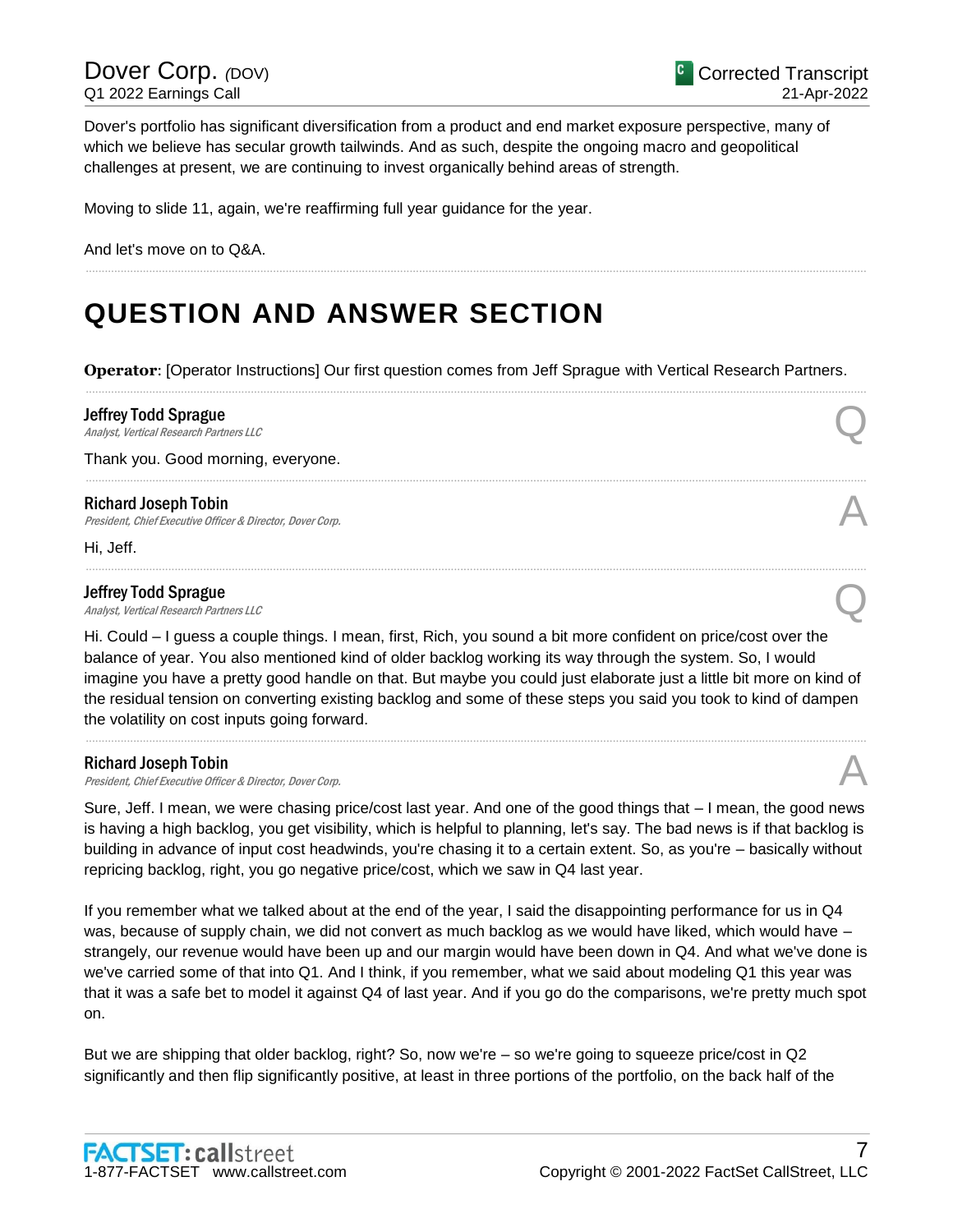Dover's portfolio has significant diversification from a product and end market exposure perspective, many of which we believe has secular growth tailwinds. And as such, despite the ongoing macro and geopolitical challenges at present, we are continuing to invest organically behind areas of strength.

Moving to slide 11, again, we're reaffirming full year guidance for the year.

And let's move on to Q&A.

# QUESTION AND ANSWER SECTION

**Operator**: [Operator Instructions] Our first question comes from Jeff Sprague with Vertical Research Partners.

**Jeffrey Todd Sprague**
*Analyst, Vertical Research Partners LLC* — Q

Thank you. Good morning, everyone.

**Richard Joseph Tobin**
*President, Chief Executive Officer & Director, Dover Corp.* — A

Hi, Jeff.

**Jeffrey Todd Sprague**
*Analyst, Vertical Research Partners LLC* — Q

Hi. Could – I guess a couple things. I mean, first, Rich, you sound a bit more confident on price/cost over the balance of year. You also mentioned kind of older backlog working its way through the system. So, I would imagine you have a pretty good handle on that. But maybe you could just elaborate just a little bit more on kind of the residual tension on converting existing backlog and some of these steps you said you took to kind of dampen the volatility on cost inputs going forward.

**Richard Joseph Tobin**
*President, Chief Executive Officer & Director, Dover Corp.* — A

Sure, Jeff. I mean, we were chasing price/cost last year. And one of the good things that – I mean, the good news is having a high backlog, you get visibility, which is helpful to planning, let's say. The bad news is if that backlog is building in advance of input cost headwinds, you're chasing it to a certain extent. So, as you're – basically without repricing backlog, right, you go negative price/cost, which we saw in Q4 last year.

If you remember what we talked about at the end of the year, I said the disappointing performance for us in Q4 was, because of supply chain, we did not convert as much backlog as we would have liked, which would have – strangely, our revenue would have been up and our margin would have been down in Q4. And what we've done is we've carried some of that into Q1. And I think, if you remember, what we said about modeling Q1 this year was that it was a safe bet to model it against Q4 of last year. And if you go do the comparisons, we're pretty much spot on.

But we are shipping that older backlog, right? So, now we're – so we're going to squeeze price/cost in Q2 significantly and then flip significantly positive, at least in three portions of the portfolio, on the back half of the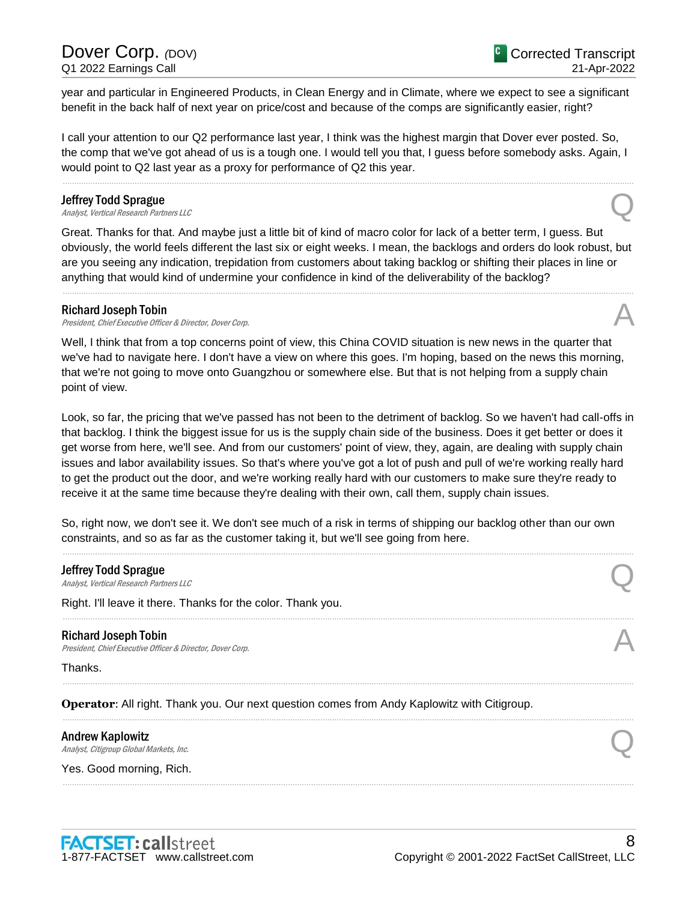year and particular in Engineered Products, in Clean Energy and in Climate, where we expect to see a significant benefit in the back half of next year on price/cost and because of the comps are significantly easier, right?

I call your attention to our Q2 performance last year, I think was the highest margin that Dover ever posted. So, the comp that we've got ahead of us is a tough one. I would tell you that, I guess before somebody asks. Again, I would point to Q2 last year as a proxy for performance of Q2 this year.

---

**Jeffrey Todd Sprague**
*Analyst, Vertical Research Partners LLC* — Q

Great. Thanks for that. And maybe just a little bit of kind of macro color for lack of a better term, I guess. But obviously, the world feels different the last six or eight weeks. I mean, the backlogs and orders do look robust, but are you seeing any indication, trepidation from customers about taking backlog or shifting their places in line or anything that would kind of undermine your confidence in kind of the deliverability of the backlog?

---

**Richard Joseph Tobin**
*President, Chief Executive Officer & Director, Dover Corp.* — A

Well, I think that from a top concerns point of view, this China COVID situation is new news in the quarter that we've had to navigate here. I don't have a view on where this goes. I'm hoping, based on the news this morning, that we're not going to move onto Guangzhou or somewhere else. But that is not helping from a supply chain point of view.

Look, so far, the pricing that we've passed has not been to the detriment of backlog. So we haven't had call-offs in that backlog. I think the biggest issue for us is the supply chain side of the business. Does it get better or does it get worse from here, we'll see. And from our customers' point of view, they, again, are dealing with supply chain issues and labor availability issues. So that's where you've got a lot of push and pull of we're working really hard to get the product out the door, and we're working really hard with our customers to make sure they're ready to receive it at the same time because they're dealing with their own, call them, supply chain issues.

So, right now, we don't see it. We don't see much of a risk in terms of shipping our backlog other than our own constraints, and so as far as the customer taking it, but we'll see going from here.

---

**Jeffrey Todd Sprague**
*Analyst, Vertical Research Partners LLC* — Q

Right. I'll leave it there. Thanks for the color. Thank you.

---

**Richard Joseph Tobin**
*President, Chief Executive Officer & Director, Dover Corp.* — A

Thanks.

---

**Operator**: All right. Thank you. Our next question comes from Andy Kaplowitz with Citigroup.

---

**Andrew Kaplowitz**
*Analyst, Citigroup Global Markets, Inc.* — Q

Yes. Good morning, Rich.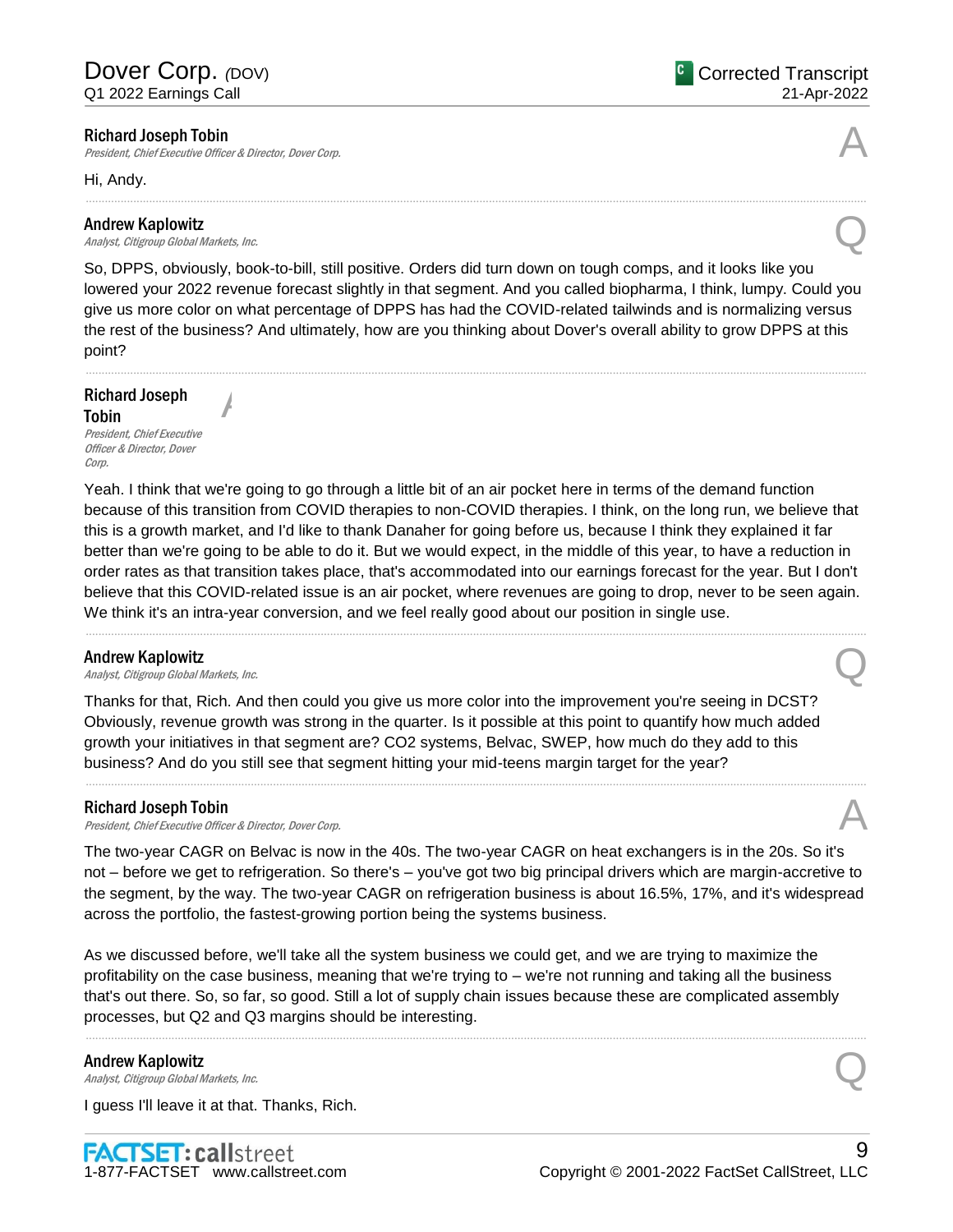**Richard Joseph Tobin**
*President, Chief Executive Officer & Director, Dover Corp.*

A

Hi, Andy.

---

**Andrew Kaplowitz**
*Analyst, Citigroup Global Markets, Inc.*

Q

So, DPPS, obviously, book-to-bill, still positive. Orders did turn down on tough comps, and it looks like you lowered your 2022 revenue forecast slightly in that segment. And you called biopharma, I think, lumpy. Could you give us more color on what percentage of DPPS has had the COVID-related tailwinds and is normalizing versus the rest of the business? And ultimately, how are you thinking about Dover's overall ability to grow DPPS at this point?

---

**Richard Joseph Tobin**
*President, Chief Executive Officer & Director, Dover Corp.*

A

Yeah. I think that we're going to go through a little bit of an air pocket here in terms of the demand function because of this transition from COVID therapies to non-COVID therapies. I think, on the long run, we believe that this is a growth market, and I'd like to thank Danaher for going before us, because I think they explained it far better than we're going to be able to do it. But we would expect, in the middle of this year, to have a reduction in order rates as that transition takes place, that's accommodated into our earnings forecast for the year. But I don't believe that this COVID-related issue is an air pocket, where revenues are going to drop, never to be seen again. We think it's an intra-year conversion, and we feel really good about our position in single use.

---

**Andrew Kaplowitz**
*Analyst, Citigroup Global Markets, Inc.*

Q

Thanks for that, Rich. And then could you give us more color into the improvement you're seeing in DCST? Obviously, revenue growth was strong in the quarter. Is it possible at this point to quantify how much added growth your initiatives in that segment are? CO2 systems, Belvac, SWEP, how much do they add to this business? And do you still see that segment hitting your mid-teens margin target for the year?

---

**Richard Joseph Tobin**
*President, Chief Executive Officer & Director, Dover Corp.*

A

The two-year CAGR on Belvac is now in the 40s. The two-year CAGR on heat exchangers is in the 20s. So it's not – before we get to refrigeration. So there's – you've got two big principal drivers which are margin-accretive to the segment, by the way. The two-year CAGR on refrigeration business is about 16.5%, 17%, and it's widespread across the portfolio, the fastest-growing portion being the systems business.

As we discussed before, we'll take all the system business we could get, and we are trying to maximize the profitability on the case business, meaning that we're trying to – we're not running and taking all the business that's out there. So, so far, so good. Still a lot of supply chain issues because these are complicated assembly processes, but Q2 and Q3 margins should be interesting.

---

**Andrew Kaplowitz**
*Analyst, Citigroup Global Markets, Inc.*

Q

I guess I'll leave it at that. Thanks, Rich.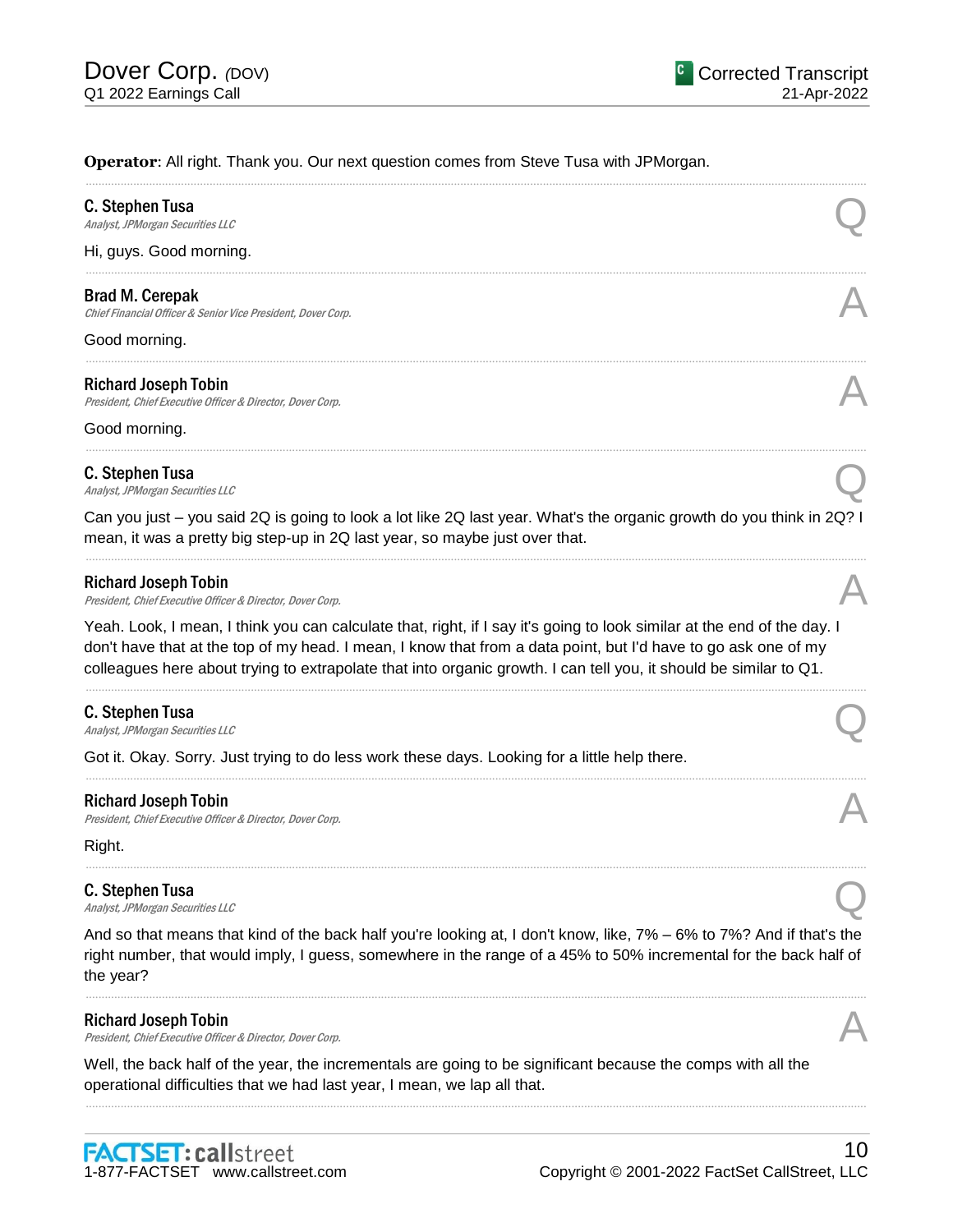**Operator**: All right. Thank you. Our next question comes from Steve Tusa with JPMorgan.

---

**C. Stephen Tusa**
*Analyst, JPMorgan Securities LLC* **Q**

Hi, guys. Good morning.

---

**Brad M. Cerepak**
*Chief Financial Officer & Senior Vice President, Dover Corp.* **A**

Good morning.

---

**Richard Joseph Tobin**
*President, Chief Executive Officer & Director, Dover Corp.* **A**

Good morning.

---

**C. Stephen Tusa**
*Analyst, JPMorgan Securities LLC* **Q**

Can you just – you said 2Q is going to look a lot like 2Q last year. What's the organic growth do you think in 2Q? I mean, it was a pretty big step-up in 2Q last year, so maybe just over that.

---

**Richard Joseph Tobin**
*President, Chief Executive Officer & Director, Dover Corp.* **A**

Yeah. Look, I mean, I think you can calculate that, right, if I say it's going to look similar at the end of the day. I don't have that at the top of my head. I mean, I know that from a data point, but I'd have to go ask one of my colleagues here about trying to extrapolate that into organic growth. I can tell you, it should be similar to Q1.

---

**C. Stephen Tusa**
*Analyst, JPMorgan Securities LLC* **Q**

Got it. Okay. Sorry. Just trying to do less work these days. Looking for a little help there.

---

**Richard Joseph Tobin**
*President, Chief Executive Officer & Director, Dover Corp.* **A**

Right.

---

**C. Stephen Tusa**
*Analyst, JPMorgan Securities LLC* **Q**

And so that means that kind of the back half you're looking at, I don't know, like, 7% – 6% to 7%? And if that's the right number, that would imply, I guess, somewhere in the range of a 45% to 50% incremental for the back half of the year?

---

**Richard Joseph Tobin**
*President, Chief Executive Officer & Director, Dover Corp.* **A**

Well, the back half of the year, the incrementals are going to be significant because the comps with all the operational difficulties that we had last year, I mean, we lap all that.

---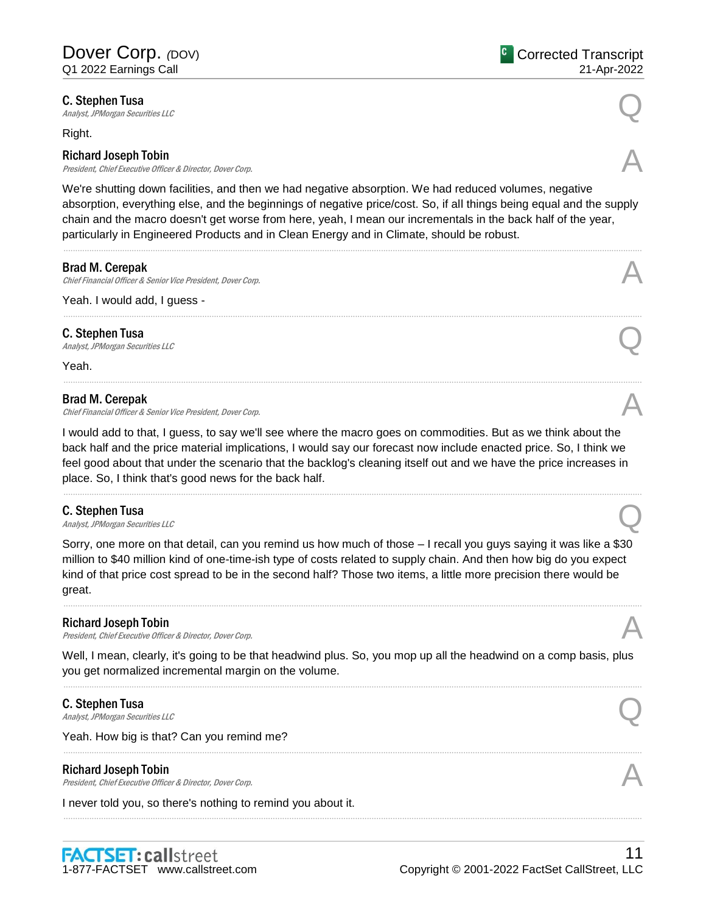**C. Stephen Tusa**
*Analyst, JPMorgan Securities LLC*

Q

Right.

**Richard Joseph Tobin**
*President, Chief Executive Officer & Director, Dover Corp.*

A

We're shutting down facilities, and then we had negative absorption. We had reduced volumes, negative absorption, everything else, and the beginnings of negative price/cost. So, if all things being equal and the supply chain and the macro doesn't get worse from here, yeah, I mean our incrementals in the back half of the year, particularly in Engineered Products and in Clean Energy and in Climate, should be robust.

---

**Brad M. Cerepak**
*Chief Financial Officer & Senior Vice President, Dover Corp.*

A

Yeah. I would add, I guess -

---

**C. Stephen Tusa**
*Analyst, JPMorgan Securities LLC*

Q

Yeah.

---

**Brad M. Cerepak**
*Chief Financial Officer & Senior Vice President, Dover Corp.*

A

I would add to that, I guess, to say we'll see where the macro goes on commodities. But as we think about the back half and the price material implications, I would say our forecast now include enacted price. So, I think we feel good about that under the scenario that the backlog's cleaning itself out and we have the price increases in place. So, I think that's good news for the back half.

---

**C. Stephen Tusa**
*Analyst, JPMorgan Securities LLC*

Q

Sorry, one more on that detail, can you remind us how much of those – I recall you guys saying it was like a $30 million to $40 million kind of one-time-ish type of costs related to supply chain. And then how big do you expect kind of that price cost spread to be in the second half? Those two items, a little more precision there would be great.

---

**Richard Joseph Tobin**
*President, Chief Executive Officer & Director, Dover Corp.*

A

Well, I mean, clearly, it's going to be that headwind plus. So, you mop up all the headwind on a comp basis, plus you get normalized incremental margin on the volume.

---

**C. Stephen Tusa**
*Analyst, JPMorgan Securities LLC*

Q

Yeah. How big is that? Can you remind me?

---

**Richard Joseph Tobin**
*President, Chief Executive Officer & Director, Dover Corp.*

A

I never told you, so there's nothing to remind you about it.

---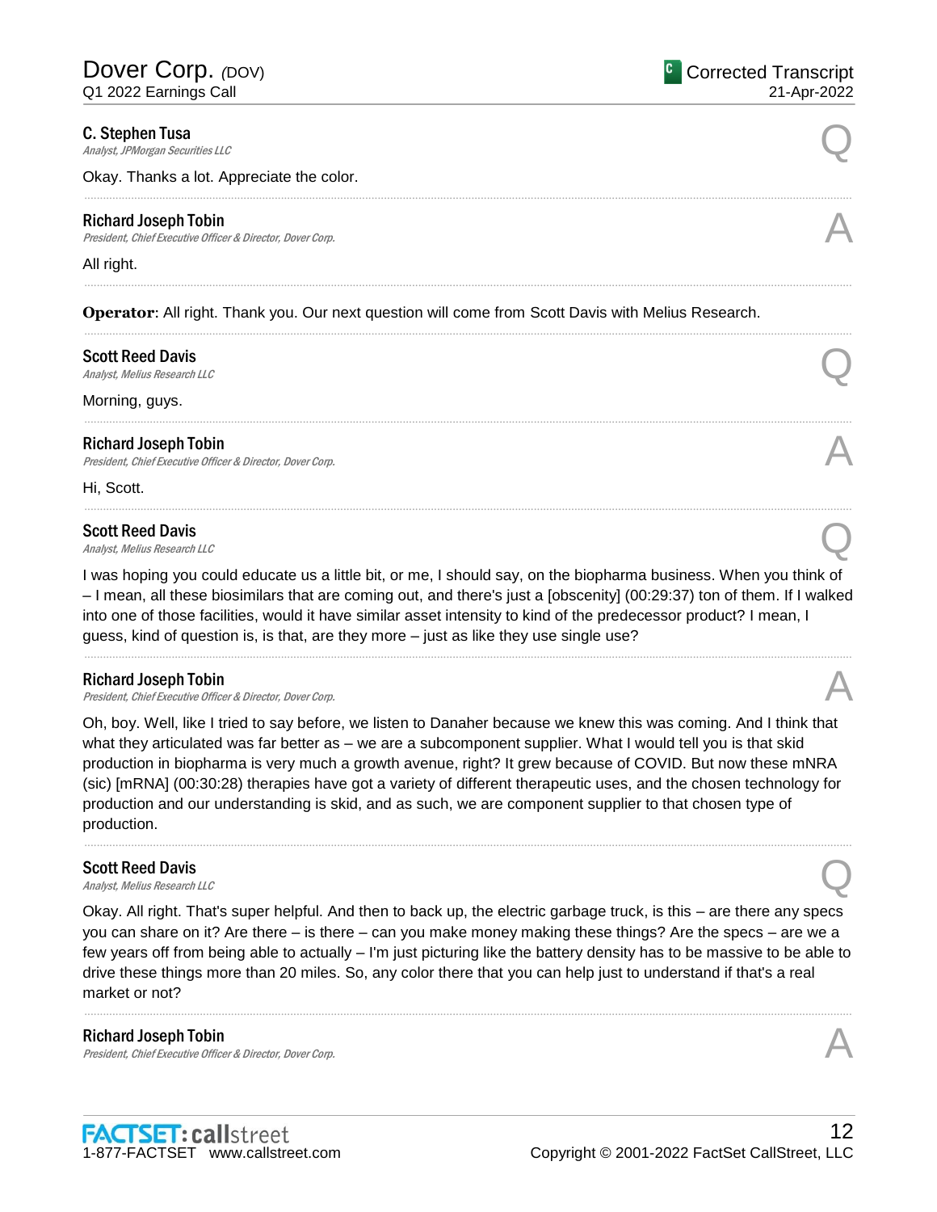**C. Stephen Tusa**
*Analyst, JPMorgan Securities LLC*

Q

Okay. Thanks a lot. Appreciate the color.

---

**Richard Joseph Tobin**
*President, Chief Executive Officer & Director, Dover Corp.*

A

All right.

---

**Operator**: All right. Thank you. Our next question will come from Scott Davis with Melius Research.

---

**Scott Reed Davis**
*Analyst, Melius Research LLC*

Q

Morning, guys.

---

**Richard Joseph Tobin**
*President, Chief Executive Officer & Director, Dover Corp.*

A

Hi, Scott.

---

**Scott Reed Davis**
*Analyst, Melius Research LLC*

Q

I was hoping you could educate us a little bit, or me, I should say, on the biopharma business. When you think of – I mean, all these biosimilars that are coming out, and there's just a [obscenity] (00:29:37) ton of them. If I walked into one of those facilities, would it have similar asset intensity to kind of the predecessor product? I mean, I guess, kind of question is, is that, are they more – just as like they use single use?

---

**Richard Joseph Tobin**
*President, Chief Executive Officer & Director, Dover Corp.*

A

Oh, boy. Well, like I tried to say before, we listen to Danaher because we knew this was coming. And I think that what they articulated was far better as – we are a subcomponent supplier. What I would tell you is that skid production in biopharma is very much a growth avenue, right? It grew because of COVID. But now these mNRA (sic) [mRNA] (00:30:28) therapies have got a variety of different therapeutic uses, and the chosen technology for production and our understanding is skid, and as such, we are component supplier to that chosen type of production.

---

**Scott Reed Davis**
*Analyst, Melius Research LLC*

Q

Okay. All right. That's super helpful. And then to back up, the electric garbage truck, is this – are there any specs you can share on it? Are there – is there – can you make money making these things? Are the specs – are we a few years off from being able to actually – I'm just picturing like the battery density has to be massive to be able to drive these things more than 20 miles. So, any color there that you can help just to understand if that's a real market or not?

---

**Richard Joseph Tobin**
*President, Chief Executive Officer & Director, Dover Corp.*

A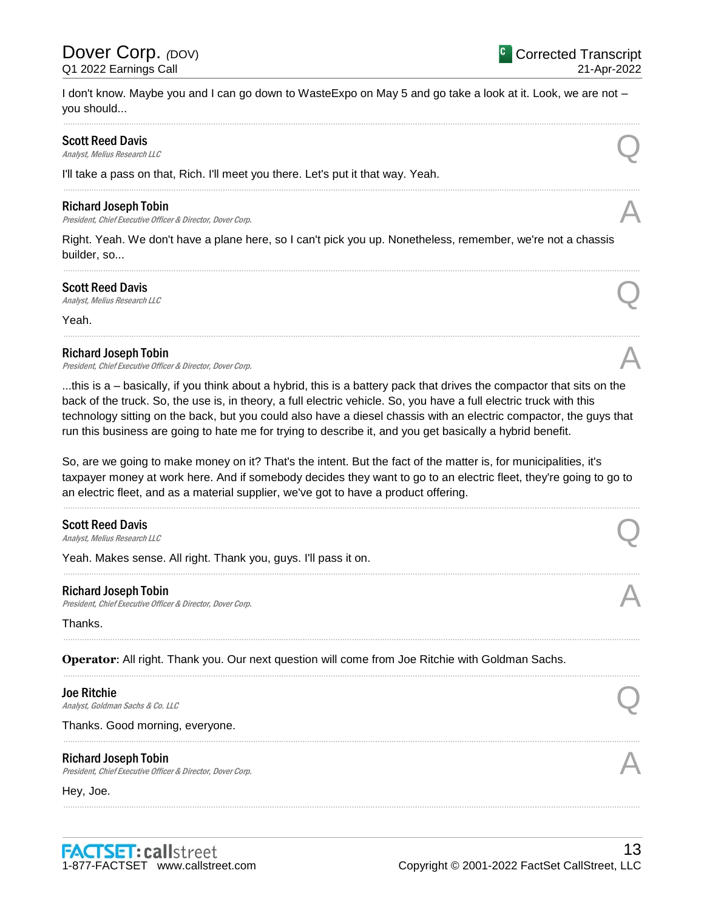I don't know. Maybe you and I can go down to WasteExpo on May 5 and go take a look at it. Look, we are not – you should...

---

**Scott Reed Davis**
*Analyst, Melius Research LLC*

Q

I'll take a pass on that, Rich. I'll meet you there. Let's put it that way. Yeah.

---

**Richard Joseph Tobin**
*President, Chief Executive Officer & Director, Dover Corp.*

A

Right. Yeah. We don't have a plane here, so I can't pick you up. Nonetheless, remember, we're not a chassis builder, so...

---

**Scott Reed Davis**
*Analyst, Melius Research LLC*

Q

Yeah.

---

**Richard Joseph Tobin**
*President, Chief Executive Officer & Director, Dover Corp.*

A

...this is a – basically, if you think about a hybrid, this is a battery pack that drives the compactor that sits on the back of the truck. So, the use is, in theory, a full electric vehicle. So, you have a full electric truck with this technology sitting on the back, but you could also have a diesel chassis with an electric compactor, the guys that run this business are going to hate me for trying to describe it, and you get basically a hybrid benefit.

So, are we going to make money on it? That's the intent. But the fact of the matter is, for municipalities, it's taxpayer money at work here. And if somebody decides they want to go to an electric fleet, they're going to go to an electric fleet, and as a material supplier, we've got to have a product offering.

---

**Scott Reed Davis**
*Analyst, Melius Research LLC*

Q

Yeah. Makes sense. All right. Thank you, guys. I'll pass it on.

---

**Richard Joseph Tobin**
*President, Chief Executive Officer & Director, Dover Corp.*

A

Thanks.

---

**Operator**: All right. Thank you. Our next question will come from Joe Ritchie with Goldman Sachs.

---

**Joe Ritchie**
*Analyst, Goldman Sachs & Co. LLC*

Q

Thanks. Good morning, everyone.

---

**Richard Joseph Tobin**
*President, Chief Executive Officer & Director, Dover Corp.*

A

Hey, Joe.

---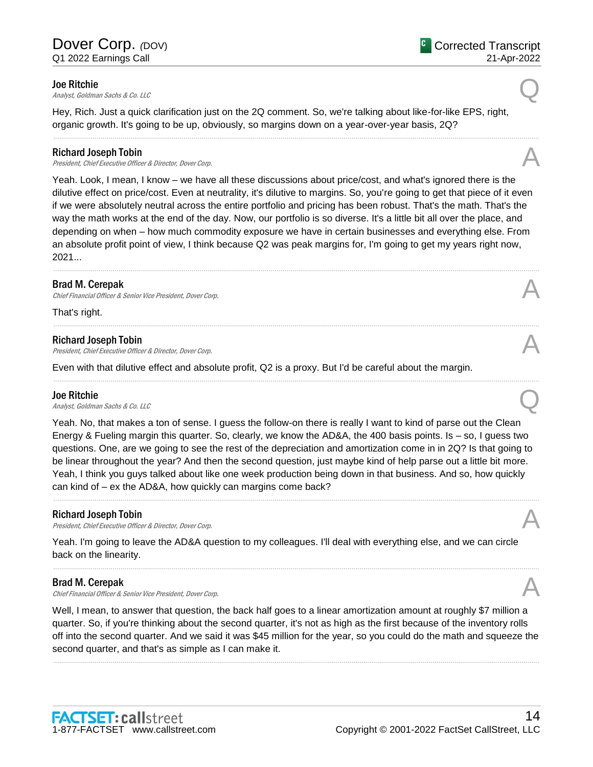**Joe Ritchie**
*Analyst, Goldman Sachs & Co. LLC*

Q

Hey, Rich. Just a quick clarification just on the 2Q comment. So, we're talking about like-for-like EPS, right, organic growth. It's going to be up, obviously, so margins down on a year-over-year basis, 2Q?

---

**Richard Joseph Tobin**
*President, Chief Executive Officer & Director, Dover Corp.*

A

Yeah. Look, I mean, I know – we have all these discussions about price/cost, and what's ignored there is the dilutive effect on price/cost. Even at neutrality, it's dilutive to margins. So, you're going to get that piece of it even if we were absolutely neutral across the entire portfolio and pricing has been robust. That's the math. That's the way the math works at the end of the day. Now, our portfolio is so diverse. It's a little bit all over the place, and depending on when – how much commodity exposure we have in certain businesses and everything else. From an absolute profit point of view, I think because Q2 was peak margins for, I'm going to get my years right now, 2021...

---

**Brad M. Cerepak**
*Chief Financial Officer & Senior Vice President, Dover Corp.*

A

That's right.

---

**Richard Joseph Tobin**
*President, Chief Executive Officer & Director, Dover Corp.*

A

Even with that dilutive effect and absolute profit, Q2 is a proxy. But I'd be careful about the margin.

---

**Joe Ritchie**
*Analyst, Goldman Sachs & Co. LLC*

Q

Yeah. No, that makes a ton of sense. I guess the follow-on there is really I want to kind of parse out the Clean Energy & Fueling margin this quarter. So, clearly, we know the AD&A, the 400 basis points. Is – so, I guess two questions. One, are we going to see the rest of the depreciation and amortization come in in 2Q? Is that going to be linear throughout the year? And then the second question, just maybe kind of help parse out a little bit more. Yeah, I think you guys talked about like one week production being down in that business. And so, how quickly can kind of – ex the AD&A, how quickly can margins come back?

---

**Richard Joseph Tobin**
*President, Chief Executive Officer & Director, Dover Corp.*

A

Yeah. I'm going to leave the AD&A question to my colleagues. I'll deal with everything else, and we can circle back on the linearity.

---

**Brad M. Cerepak**
*Chief Financial Officer & Senior Vice President, Dover Corp.*

A

Well, I mean, to answer that question, the back half goes to a linear amortization amount at roughly $7 million a quarter. So, if you're thinking about the second quarter, it's not as high as the first because of the inventory rolls off into the second quarter. And we said it was $45 million for the year, so you could do the math and squeeze the second quarter, and that's as simple as I can make it.

---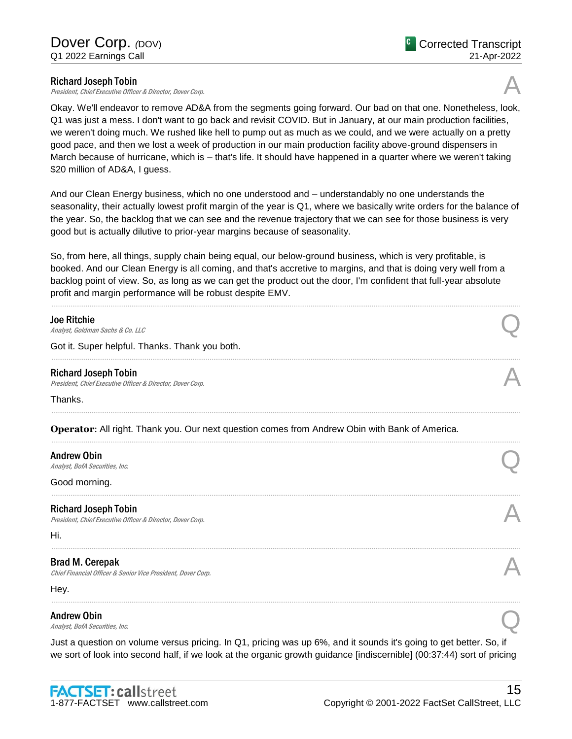**Richard Joseph Tobin**
*President, Chief Executive Officer & Director, Dover Corp.*

A

Okay. We'll endeavor to remove AD&A from the segments going forward. Our bad on that one. Nonetheless, look, Q1 was just a mess. I don't want to go back and revisit COVID. But in January, at our main production facilities, we weren't doing much. We rushed like hell to pump out as much as we could, and we were actually on a pretty good pace, and then we lost a week of production in our main production facility above-ground dispensers in March because of hurricane, which is – that's life. It should have happened in a quarter where we weren't taking $20 million of AD&A, I guess.

And our Clean Energy business, which no one understood and – understandably no one understands the seasonality, their actually lowest profit margin of the year is Q1, where we basically write orders for the balance of the year. So, the backlog that we can see and the revenue trajectory that we can see for those business is very good but is actually dilutive to prior-year margins because of seasonality.

So, from here, all things, supply chain being equal, our below-ground business, which is very profitable, is booked. And our Clean Energy is all coming, and that's accretive to margins, and that is doing very well from a backlog point of view. So, as long as we can get the product out the door, I'm confident that full-year absolute profit and margin performance will be robust despite EMV.

---

**Joe Ritchie**
*Analyst, Goldman Sachs & Co. LLC*

Q

Got it. Super helpful. Thanks. Thank you both.

---

**Richard Joseph Tobin**
*President, Chief Executive Officer & Director, Dover Corp.*

A

Thanks.

---

**Operator**: All right. Thank you. Our next question comes from Andrew Obin with Bank of America.

---

**Andrew Obin**
*Analyst, BofA Securities, Inc.*

Q

Good morning.

---

**Richard Joseph Tobin**
*President, Chief Executive Officer & Director, Dover Corp.*

A

Hi.

---

**Brad M. Cerepak**
*Chief Financial Officer & Senior Vice President, Dover Corp.*

A

Hey.

---

**Andrew Obin**
*Analyst, BofA Securities, Inc.*

Q

Just a question on volume versus pricing. In Q1, pricing was up 6%, and it sounds it's going to get better. So, if we sort of look into second half, if we look at the organic growth guidance [indiscernible] (00:37:44) sort of pricing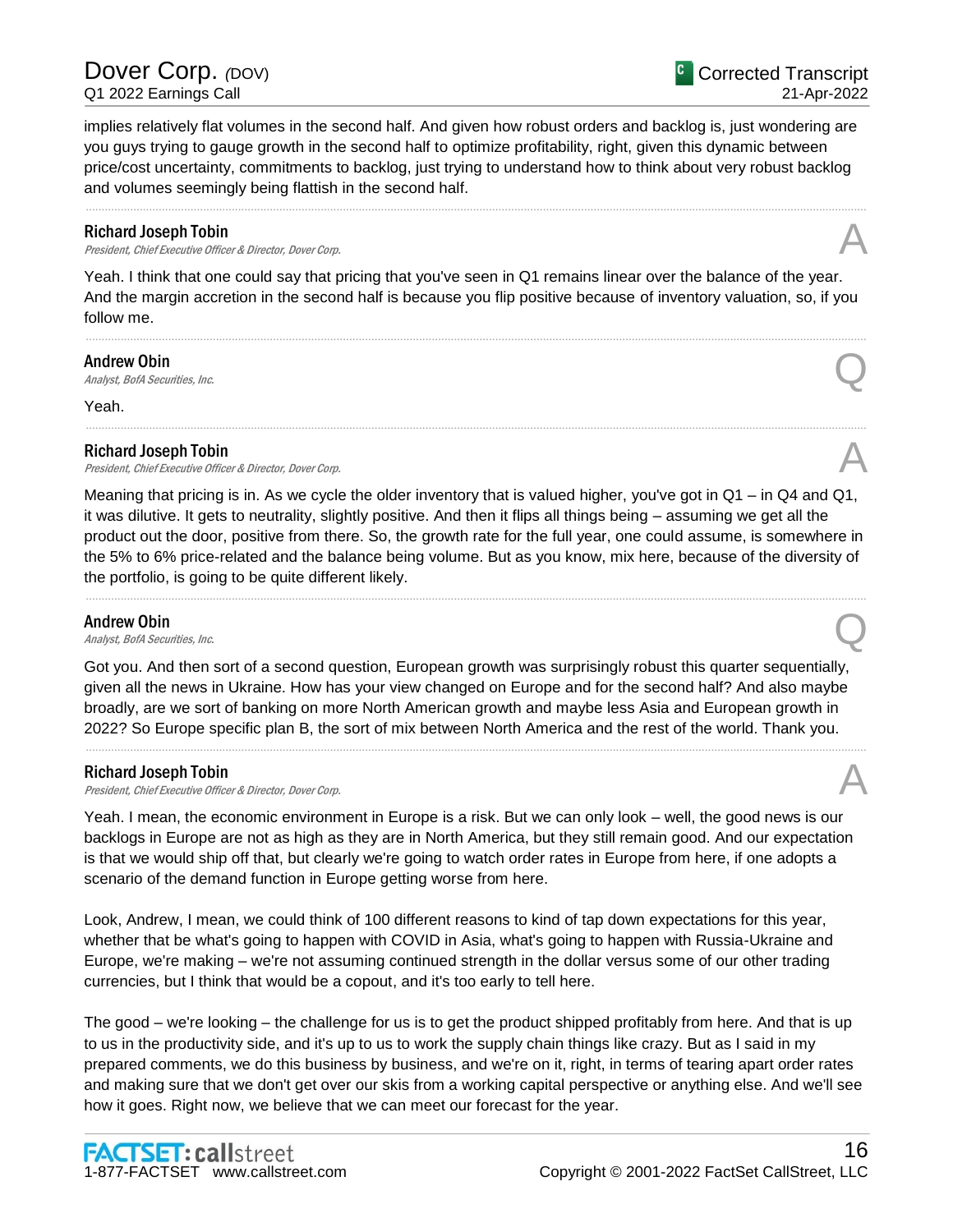implies relatively flat volumes in the second half. And given how robust orders and backlog is, just wondering are you guys trying to gauge growth in the second half to optimize profitability, right, given this dynamic between price/cost uncertainty, commitments to backlog, just trying to understand how to think about very robust backlog and volumes seemingly being flattish in the second half.

---

**Richard Joseph Tobin**
*President, Chief Executive Officer & Director, Dover Corp.* **A**

Yeah. I think that one could say that pricing that you've seen in Q1 remains linear over the balance of the year. And the margin accretion in the second half is because you flip positive because of inventory valuation, so, if you follow me.

---

**Andrew Obin**
*Analyst, BofA Securities, Inc.* **Q**

Yeah.

---

**Richard Joseph Tobin**
*President, Chief Executive Officer & Director, Dover Corp.* **A**

Meaning that pricing is in. As we cycle the older inventory that is valued higher, you've got in Q1 – in Q4 and Q1, it was dilutive. It gets to neutrality, slightly positive. And then it flips all things being – assuming we get all the product out the door, positive from there. So, the growth rate for the full year, one could assume, is somewhere in the 5% to 6% price-related and the balance being volume. But as you know, mix here, because of the diversity of the portfolio, is going to be quite different likely.

---

**Andrew Obin**
*Analyst, BofA Securities, Inc.* **Q**

Got you. And then sort of a second question, European growth was surprisingly robust this quarter sequentially, given all the news in Ukraine. How has your view changed on Europe and for the second half? And also maybe broadly, are we sort of banking on more North American growth and maybe less Asia and European growth in 2022? So Europe specific plan B, the sort of mix between North America and the rest of the world. Thank you.

---

**Richard Joseph Tobin**
*President, Chief Executive Officer & Director, Dover Corp.* **A**

Yeah. I mean, the economic environment in Europe is a risk. But we can only look – well, the good news is our backlogs in Europe are not as high as they are in North America, but they still remain good. And our expectation is that we would ship off that, but clearly we're going to watch order rates in Europe from here, if one adopts a scenario of the demand function in Europe getting worse from here.

Look, Andrew, I mean, we could think of 100 different reasons to kind of tap down expectations for this year, whether that be what's going to happen with COVID in Asia, what's going to happen with Russia-Ukraine and Europe, we're making – we're not assuming continued strength in the dollar versus some of our other trading currencies, but I think that would be a copout, and it's too early to tell here.

The good – we're looking – the challenge for us is to get the product shipped profitably from here. And that is up to us in the productivity side, and it's up to us to work the supply chain things like crazy. But as I said in my prepared comments, we do this business by business, and we're on it, right, in terms of tearing apart order rates and making sure that we don't get over our skis from a working capital perspective or anything else. And we'll see how it goes. Right now, we believe that we can meet our forecast for the year.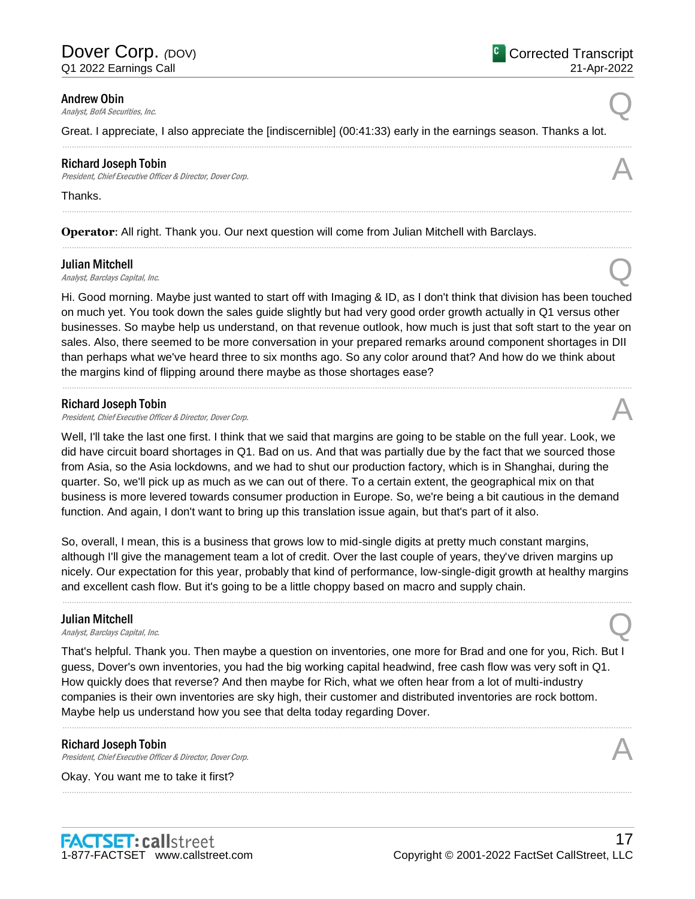**Andrew Obin**
*Analyst, BofA Securities, Inc.*

Q

Great. I appreciate, I also appreciate the [indiscernible] (00:41:33) early in the earnings season. Thanks a lot.

---

**Richard Joseph Tobin**
*President, Chief Executive Officer & Director, Dover Corp.*

A

Thanks.

---

**Operator**: All right. Thank you. Our next question will come from Julian Mitchell with Barclays.

---

**Julian Mitchell**
*Analyst, Barclays Capital, Inc.*

Q

Hi. Good morning. Maybe just wanted to start off with Imaging & ID, as I don't think that division has been touched on much yet. You took down the sales guide slightly but had very good order growth actually in Q1 versus other businesses. So maybe help us understand, on that revenue outlook, how much is just that soft start to the year on sales. Also, there seemed to be more conversation in your prepared remarks around component shortages in DII than perhaps what we've heard three to six months ago. So any color around that? And how do we think about the margins kind of flipping around there maybe as those shortages ease?

---

**Richard Joseph Tobin**
*President, Chief Executive Officer & Director, Dover Corp.*

A

Well, I'll take the last one first. I think that we said that margins are going to be stable on the full year. Look, we did have circuit board shortages in Q1. Bad on us. And that was partially due by the fact that we sourced those from Asia, so the Asia lockdowns, and we had to shut our production factory, which is in Shanghai, during the quarter. So, we'll pick up as much as we can out of there. To a certain extent, the geographical mix on that business is more levered towards consumer production in Europe. So, we're being a bit cautious in the demand function. And again, I don't want to bring up this translation issue again, but that's part of it also.

So, overall, I mean, this is a business that grows low to mid-single digits at pretty much constant margins, although I'll give the management team a lot of credit. Over the last couple of years, they've driven margins up nicely. Our expectation for this year, probably that kind of performance, low-single-digit growth at healthy margins and excellent cash flow. But it's going to be a little choppy based on macro and supply chain.

---

**Julian Mitchell**
*Analyst, Barclays Capital, Inc.*

Q

That's helpful. Thank you. Then maybe a question on inventories, one more for Brad and one for you, Rich. But I guess, Dover's own inventories, you had the big working capital headwind, free cash flow was very soft in Q1. How quickly does that reverse? And then maybe for Rich, what we often hear from a lot of multi-industry companies is their own inventories are sky high, their customer and distributed inventories are rock bottom. Maybe help us understand how you see that delta today regarding Dover.

---

**Richard Joseph Tobin**
*President, Chief Executive Officer & Director, Dover Corp.*

A

Okay. You want me to take it first?

---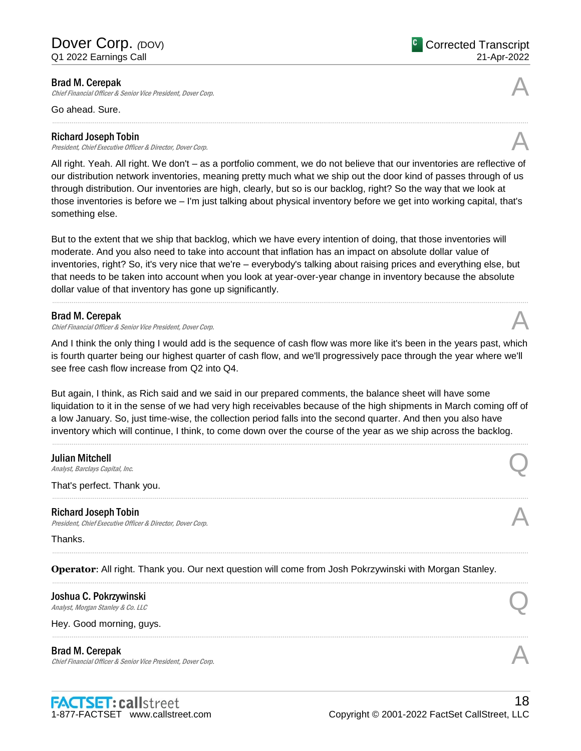**Brad M. Cerepak**
*Chief Financial Officer & Senior Vice President, Dover Corp.*

A

Go ahead. Sure.

---

**Richard Joseph Tobin**
*President, Chief Executive Officer & Director, Dover Corp.*

A

All right. Yeah. All right. We don't – as a portfolio comment, we do not believe that our inventories are reflective of our distribution network inventories, meaning pretty much what we ship out the door kind of passes through of us through distribution. Our inventories are high, clearly, but so is our backlog, right? So the way that we look at those inventories is before we – I'm just talking about physical inventory before we get into working capital, that's something else.

But to the extent that we ship that backlog, which we have every intention of doing, that those inventories will moderate. And you also need to take into account that inflation has an impact on absolute dollar value of inventories, right? So, it's very nice that we're – everybody's talking about raising prices and everything else, but that needs to be taken into account when you look at year-over-year change in inventory because the absolute dollar value of that inventory has gone up significantly.

---

**Brad M. Cerepak**
*Chief Financial Officer & Senior Vice President, Dover Corp.*

A

And I think the only thing I would add is the sequence of cash flow was more like it's been in the years past, which is fourth quarter being our highest quarter of cash flow, and we'll progressively pace through the year where we'll see free cash flow increase from Q2 into Q4.

But again, I think, as Rich said and we said in our prepared comments, the balance sheet will have some liquidation to it in the sense of we had very high receivables because of the high shipments in March coming off of a low January. So, just time-wise, the collection period falls into the second quarter. And then you also have inventory which will continue, I think, to come down over the course of the year as we ship across the backlog.

---

**Julian Mitchell**
*Analyst, Barclays Capital, Inc.*

Q

That's perfect. Thank you.

---

**Richard Joseph Tobin**
*President, Chief Executive Officer & Director, Dover Corp.*

A

Thanks.

---

**Operator**: All right. Thank you. Our next question will come from Josh Pokrzywinski with Morgan Stanley.

---

**Joshua C. Pokrzywinski**
*Analyst, Morgan Stanley & Co. LLC*

Q

Hey. Good morning, guys.

---

**Brad M. Cerepak**
*Chief Financial Officer & Senior Vice President, Dover Corp.*

A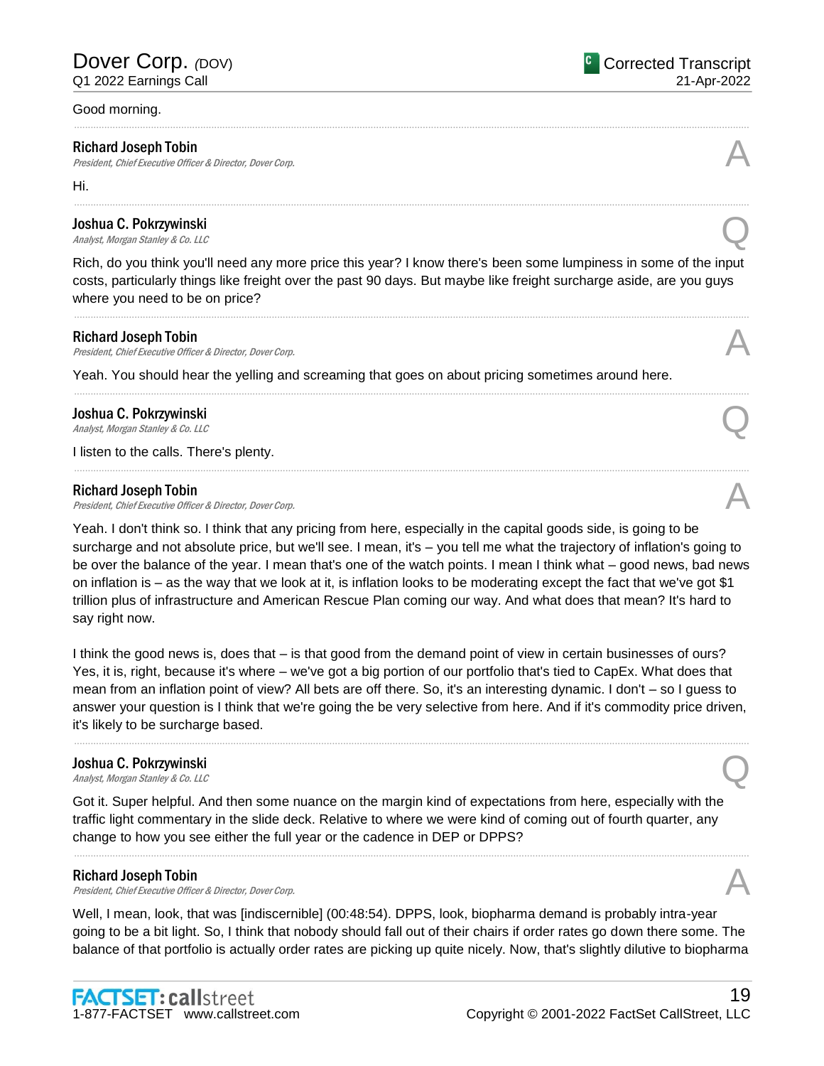Good morning.

**Richard Joseph Tobin**
*President, Chief Executive Officer & Director, Dover Corp.*

A

Hi.

**Joshua C. Pokrzywinski**
*Analyst, Morgan Stanley & Co. LLC*

Q

Rich, do you think you'll need any more price this year? I know there's been some lumpiness in some of the input costs, particularly things like freight over the past 90 days. But maybe like freight surcharge aside, are you guys where you need to be on price?

**Richard Joseph Tobin**
*President, Chief Executive Officer & Director, Dover Corp.*

A

Yeah. You should hear the yelling and screaming that goes on about pricing sometimes around here.

**Joshua C. Pokrzywinski**
*Analyst, Morgan Stanley & Co. LLC*

Q

I listen to the calls. There's plenty.

**Richard Joseph Tobin**
*President, Chief Executive Officer & Director, Dover Corp.*

A

Yeah. I don't think so. I think that any pricing from here, especially in the capital goods side, is going to be surcharge and not absolute price, but we'll see. I mean, it's – you tell me what the trajectory of inflation's going to be over the balance of the year. I mean that's one of the watch points. I mean I think what – good news, bad news on inflation is – as the way that we look at it, is inflation looks to be moderating except the fact that we've got $1 trillion plus of infrastructure and American Rescue Plan coming our way. And what does that mean? It's hard to say right now.

I think the good news is, does that – is that good from the demand point of view in certain businesses of ours? Yes, it is, right, because it's where – we've got a big portion of our portfolio that's tied to CapEx. What does that mean from an inflation point of view? All bets are off there. So, it's an interesting dynamic. I don't – so I guess to answer your question is I think that we're going the be very selective from here. And if it's commodity price driven, it's likely to be surcharge based.

**Joshua C. Pokrzywinski**
*Analyst, Morgan Stanley & Co. LLC*

Q

Got it. Super helpful. And then some nuance on the margin kind of expectations from here, especially with the traffic light commentary in the slide deck. Relative to where we were kind of coming out of fourth quarter, any change to how you see either the full year or the cadence in DEP or DPPS?

**Richard Joseph Tobin**
*President, Chief Executive Officer & Director, Dover Corp.*

A

Well, I mean, look, that was [indiscernible] (00:48:54). DPPS, look, biopharma demand is probably intra-year going to be a bit light. So, I think that nobody should fall out of their chairs if order rates go down there some. The balance of that portfolio is actually order rates are picking up quite nicely. Now, that's slightly dilutive to biopharma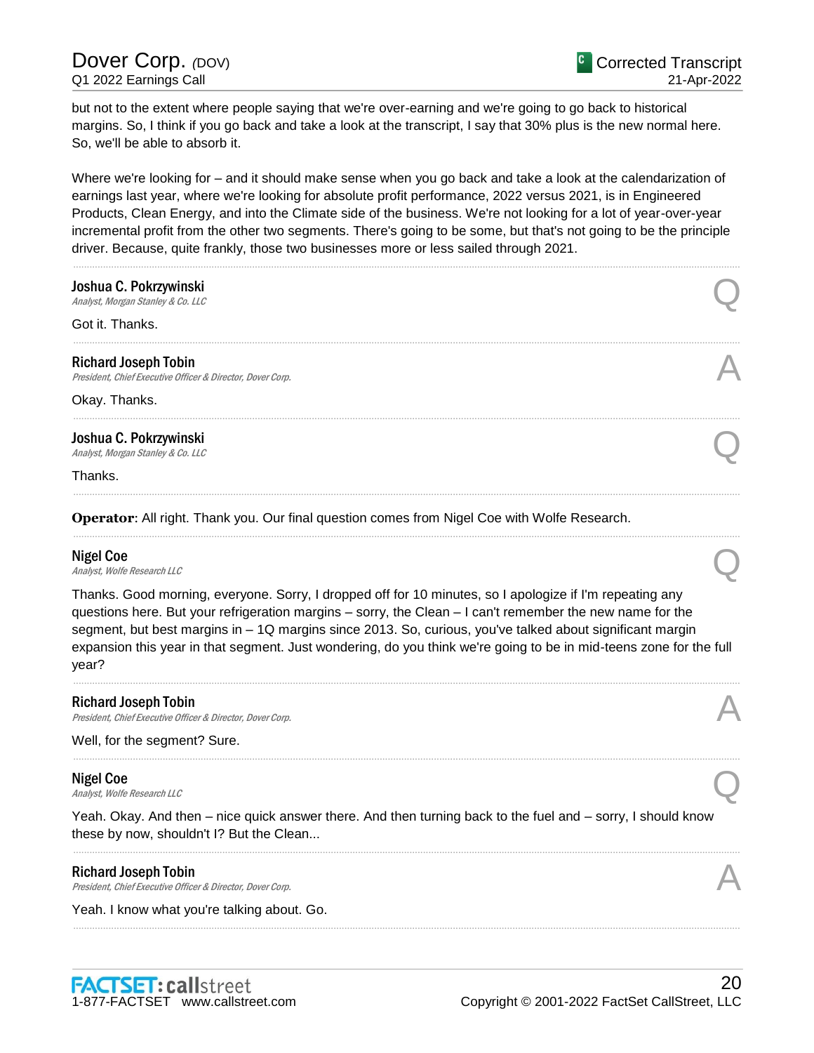but not to the extent where people saying that we're over-earning and we're going to go back to historical margins. So, I think if you go back and take a look at the transcript, I say that 30% plus is the new normal here. So, we'll be able to absorb it.

Where we're looking for – and it should make sense when you go back and take a look at the calendarization of earnings last year, where we're looking for absolute profit performance, 2022 versus 2021, is in Engineered Products, Clean Energy, and into the Climate side of the business. We're not looking for a lot of year-over-year incremental profit from the other two segments. There's going to be some, but that's not going to be the principle driver. Because, quite frankly, those two businesses more or less sailed through 2021.

---

**Joshua C. Pokrzywinski**
*Analyst, Morgan Stanley & Co. LLC* — Q

Got it. Thanks.

---

**Richard Joseph Tobin**
*President, Chief Executive Officer & Director, Dover Corp.* — A

Okay. Thanks.

---

**Joshua C. Pokrzywinski**
*Analyst, Morgan Stanley & Co. LLC* — Q

Thanks.

---

**Operator**: All right. Thank you. Our final question comes from Nigel Coe with Wolfe Research.

---

**Nigel Coe**
*Analyst, Wolfe Research LLC* — Q

Thanks. Good morning, everyone. Sorry, I dropped off for 10 minutes, so I apologize if I'm repeating any questions here. But your refrigeration margins – sorry, the Clean – I can't remember the new name for the segment, but best margins in – 1Q margins since 2013. So, curious, you've talked about significant margin expansion this year in that segment. Just wondering, do you think we're going to be in mid-teens zone for the full year?

---

**Richard Joseph Tobin**
*President, Chief Executive Officer & Director, Dover Corp.* — A

Well, for the segment? Sure.

---

**Nigel Coe**
*Analyst, Wolfe Research LLC* — Q

Yeah. Okay. And then – nice quick answer there. And then turning back to the fuel and – sorry, I should know these by now, shouldn't I? But the Clean...

---

**Richard Joseph Tobin**
*President, Chief Executive Officer & Director, Dover Corp.* — A

Yeah. I know what you're talking about. Go.

---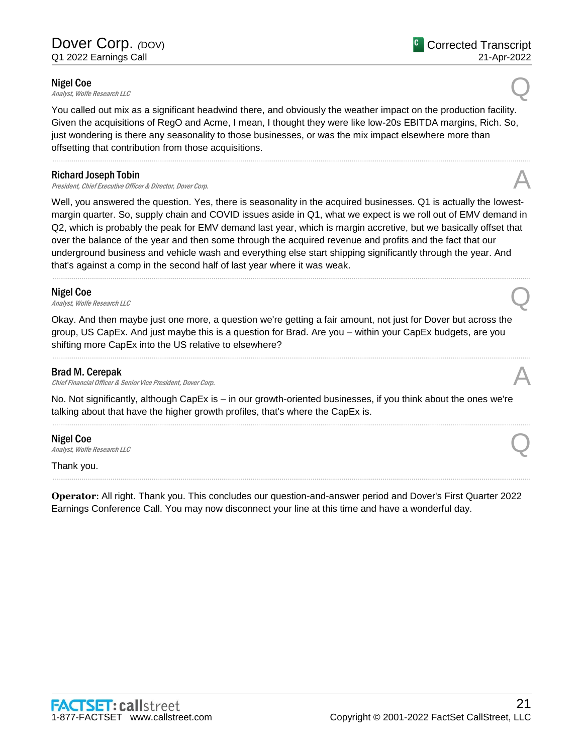**Nigel Coe**
*Analyst, Wolfe Research LLC*

Q

You called out mix as a significant headwind there, and obviously the weather impact on the production facility. Given the acquisitions of RegO and Acme, I mean, I thought they were like low-20s EBITDA margins, Rich. So, just wondering is there any seasonality to those businesses, or was the mix impact elsewhere more than offsetting that contribution from those acquisitions.

---

**Richard Joseph Tobin**
*President, Chief Executive Officer & Director, Dover Corp.*

A

Well, you answered the question. Yes, there is seasonality in the acquired businesses. Q1 is actually the lowest-margin quarter. So, supply chain and COVID issues aside in Q1, what we expect is we roll out of EMV demand in Q2, which is probably the peak for EMV demand last year, which is margin accretive, but we basically offset that over the balance of the year and then some through the acquired revenue and profits and the fact that our underground business and vehicle wash and everything else start shipping significantly through the year. And that's against a comp in the second half of last year where it was weak.

---

**Nigel Coe**
*Analyst, Wolfe Research LLC*

Q

Okay. And then maybe just one more, a question we're getting a fair amount, not just for Dover but across the group, US CapEx. And just maybe this is a question for Brad. Are you – within your CapEx budgets, are you shifting more CapEx into the US relative to elsewhere?

---

**Brad M. Cerepak**
*Chief Financial Officer & Senior Vice President, Dover Corp.*

A

No. Not significantly, although CapEx is – in our growth-oriented businesses, if you think about the ones we're talking about that have the higher growth profiles, that's where the CapEx is.

---

**Nigel Coe**
*Analyst, Wolfe Research LLC*

Q

Thank you.

---

**Operator**: All right. Thank you. This concludes our question-and-answer period and Dover's First Quarter 2022 Earnings Conference Call. You may now disconnect your line at this time and have a wonderful day.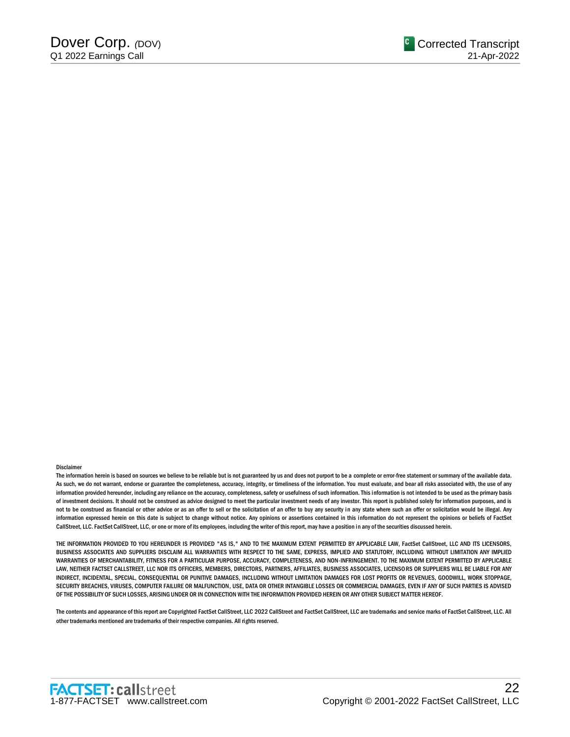Disclaimer

The information herein is based on sources we believe to be reliable but is not guaranteed by us and does not purport to be a complete or error-free statement or summary of the available data. As such, we do not warrant, endorse or guarantee the completeness, accuracy, integrity, or timeliness of the information. You must evaluate, and bear all risks associated with, the use of any information provided hereunder, including any reliance on the accuracy, completeness, safety or usefulness of such information. This information is not intended to be used as the primary basis of investment decisions. It should not be construed as advice designed to meet the particular investment needs of any investor. This report is published solely for information purposes, and is not to be construed as financial or other advice or as an offer to sell or the solicitation of an offer to buy any security in any state where such an offer or solicitation would be illegal. Any information expressed herein on this date is subject to change without notice. Any opinions or assertions contained in this information do not represent the opinions or beliefs of FactSet CallStreet, LLC. FactSet CallStreet, LLC, or one or more of its employees, including the writer of this report, may have a position in any of the securities discussed herein.

THE INFORMATION PROVIDED TO YOU HEREUNDER IS PROVIDED "AS IS," AND TO THE MAXIMUM EXTENT PERMITTED BY APPLICABLE LAW, FactSet CallStreet, LLC AND ITS LICENSORS, BUSINESS ASSOCIATES AND SUPPLIERS DISCLAIM ALL WARRANTIES WITH RESPECT TO THE SAME, EXPRESS, IMPLIED AND STATUTORY, INCLUDING WITHOUT LIMITATION ANY IMPLIED WARRANTIES OF MERCHANTABILITY, FITNESS FOR A PARTICULAR PURPOSE, ACCURACY, COMPLETENESS, AND NON-INFRINGEMENT. TO THE MAXIMUM EXTENT PERMITTED BY APPLICABLE LAW, NEITHER FACTSET CALLSTREET, LLC NOR ITS OFFICERS, MEMBERS, DIRECTORS, PARTNERS, AFFILIATES, BUSINESS ASSOCIATES, LICENSORS OR SUPPLIERS WILL BE LIABLE FOR ANY INDIRECT, INCIDENTAL, SPECIAL, CONSEQUENTIAL OR PUNITIVE DAMAGES, INCLUDING WITHOUT LIMITATION DAMAGES FOR LOST PROFITS OR REVENUES, GOODWILL, WORK STOPPAGE, SECURITY BREACHES, VIRUSES, COMPUTER FAILURE OR MALFUNCTION, USE, DATA OR OTHER INTANGIBLE LOSSES OR COMMERCIAL DAMAGES, EVEN IF ANY OF SUCH PARTIES IS ADVISED OF THE POSSIBILITY OF SUCH LOSSES, ARISING UNDER OR IN CONNECTION WITH THE INFORMATION PROVIDED HEREIN OR ANY OTHER SUBJECT MATTER HEREOF.

The contents and appearance of this report are Copyrighted FactSet CallStreet, LLC 2022 CallStreet and FactSet CallStreet, LLC are trademarks and service marks of FactSet CallStreet, LLC. All other trademarks mentioned are trademarks of their respective companies. All rights reserved.